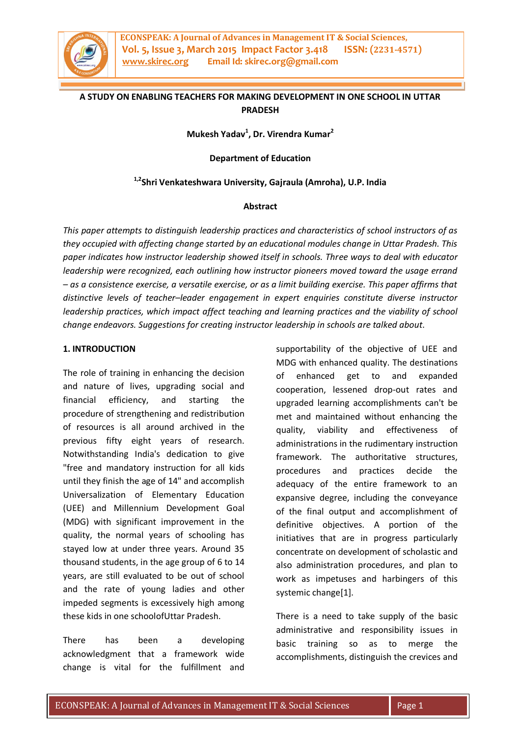# A STUDY ON ENABLING TEACHERS FOR MAKING DEVELOPMENT IN ONE SCHOOL IN UTTAR PRADESH

**Mukesh Yadav[1], Dr. Virendra Kumar[2]**

**Department of Education**

**[1,2]Shri Venkateshwara University, Gajraula (Amroha), U.P. India**

**Abstract**

*This paper attempts to distinguish leadership practices and characteristics of school instructors of as they occupied with affecting change started by an educational modules change in Uttar Pradesh. This paper indicates how instructor leadership showed itself in schools. Three ways to deal with educator leadership were recognized, each outlining how instructor pioneers moved toward the usage errand – as a consistence exercise, a versatile exercise, or as a limit building exercise. This paper affirms that distinctive levels of teacher–leader engagement in expert enquiries constitute diverse instructor leadership practices, which impact affect teaching and learning practices and the viability of school change endeavors. Suggestions for creating instructor leadership in schools are talked about.*

## 1. INTRODUCTION

The role of training in enhancing the decision and nature of lives, upgrading social and financial efficiency, and starting the procedure of strengthening and redistribution of resources is all around archived in the previous fifty eight years of research. Notwithstanding India's dedication to give "free and mandatory instruction for all kids until they finish the age of 14" and accomplish Universalization of Elementary Education (UEE) and Millennium Development Goal (MDG) with significant improvement in the quality, the normal years of schooling has stayed low at under three years. Around 35 thousand students, in the age group of 6 to 14 years, are still evaluated to be out of school and the rate of young ladies and other impeded segments is excessively high among these kids in one schoolofUttar Pradesh.

There has been a developing acknowledgment that a framework wide change is vital for the fulfillment and supportability of the objective of UEE and MDG with enhanced quality. The destinations of enhanced get to and expanded cooperation, lessened drop-out rates and upgraded learning accomplishments can't be met and maintained without enhancing the quality, viability and effectiveness of administrations in the rudimentary instruction framework. The authoritative structures, procedures and practices decide the adequacy of the entire framework to an expansive degree, including the conveyance of the final output and accomplishment of definitive objectives. A portion of the initiatives that are in progress particularly concentrate on development of scholastic and also administration procedures, and plan to work as impetuses and harbingers of this systemic change[1].

There is a need to take supply of the basic administrative and responsibility issues in basic training so as to merge the accomplishments, distinguish the crevices and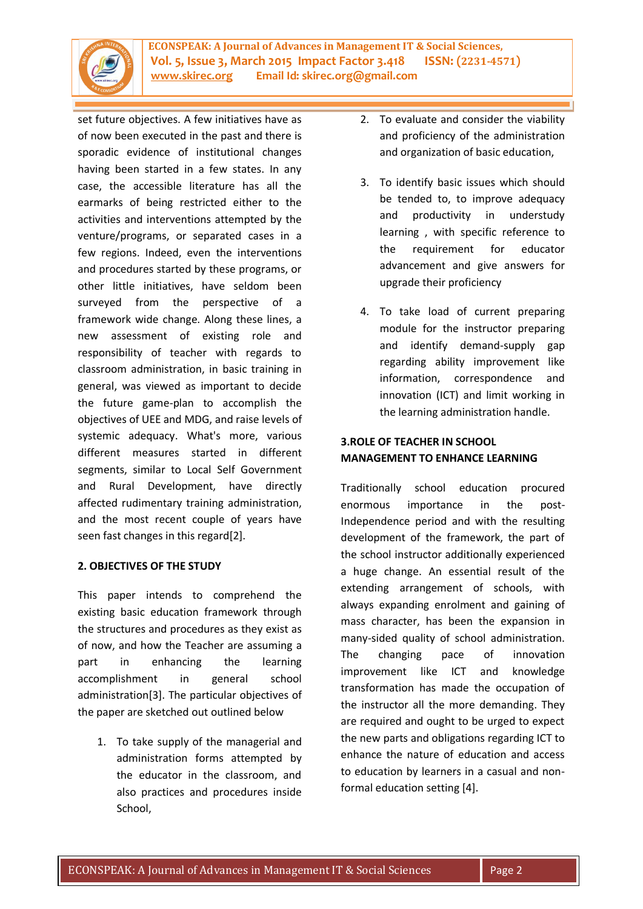set future objectives. A few initiatives have as of now been executed in the past and there is sporadic evidence of institutional changes having been started in a few states. In any case, the accessible literature has all the earmarks of being restricted either to the activities and interventions attempted by the venture/programs, or separated cases in a few regions. Indeed, even the interventions and procedures started by these programs, or other little initiatives, have seldom been surveyed from the perspective of a framework wide change. Along these lines, a new assessment of existing role and responsibility of teacher with regards to classroom administration, in basic training in general, was viewed as important to decide the future game-plan to accomplish the objectives of UEE and MDG, and raise levels of systemic adequacy. What's more, various different measures started in different segments, similar to Local Self Government and Rural Development, have directly affected rudimentary training administration, and the most recent couple of years have seen fast changes in this regard[2].

## 2. OBJECTIVES OF THE STUDY

This paper intends to comprehend the existing basic education framework through the structures and procedures as they exist as of now, and how the Teacher are assuming a part in enhancing the learning accomplishment in general school administration[3]. The particular objectives of the paper are sketched out outlined below

1. To take supply of the managerial and administration forms attempted by the educator in the classroom, and also practices and procedures inside School,
2. To evaluate and consider the viability and proficiency of the administration and organization of basic education,
3. To identify basic issues which should be tended to, to improve adequacy and productivity in understudy learning , with specific reference to the requirement for educator advancement and give answers for upgrade their proficiency
4. To take load of current preparing module for the instructor preparing and identify demand-supply gap regarding ability improvement like information, correspondence and innovation (ICT) and limit working in the learning administration handle.

## 3.ROLE OF TEACHER IN SCHOOL MANAGEMENT TO ENHANCE LEARNING

Traditionally school education procured enormous importance in the post-Independence period and with the resulting development of the framework, the part of the school instructor additionally experienced a huge change. An essential result of the extending arrangement of schools, with always expanding enrolment and gaining of mass character, has been the expansion in many-sided quality of school administration. The changing pace of innovation improvement like ICT and knowledge transformation has made the occupation of the instructor all the more demanding. They are required and ought to be urged to expect the new parts and obligations regarding ICT to enhance the nature of education and access to education by learners in a casual and non-formal education setting [4].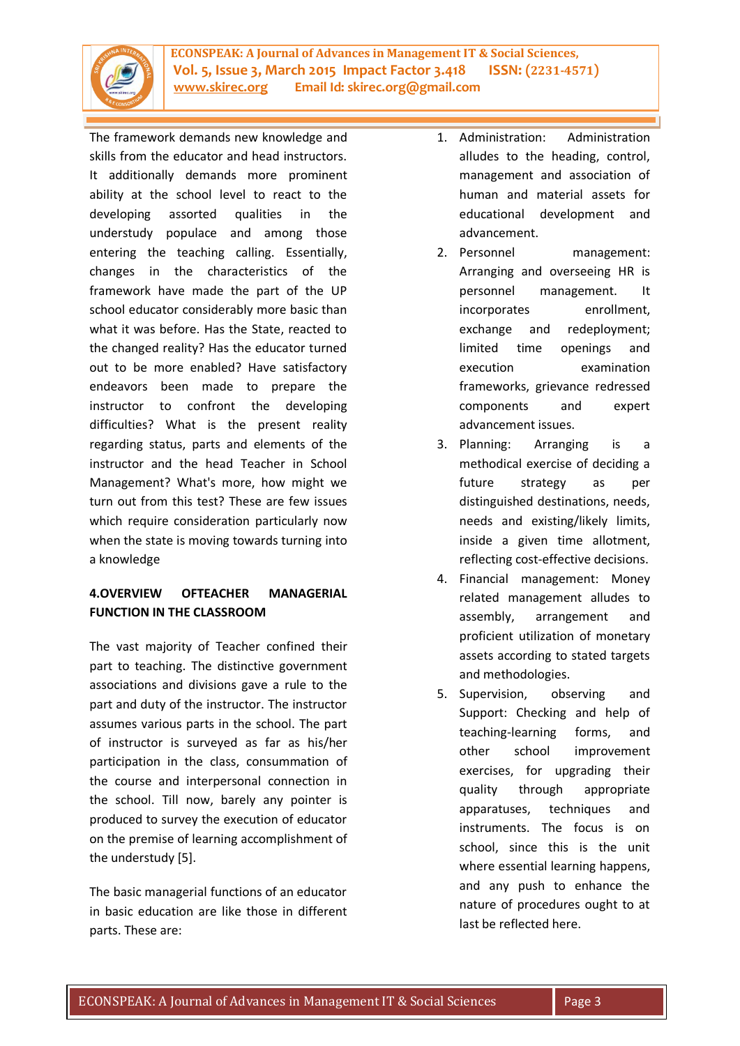The framework demands new knowledge and skills from the educator and head instructors. It additionally demands more prominent ability at the school level to react to the developing assorted qualities in the understudy populace and among those entering the teaching calling. Essentially, changes in the characteristics of the framework have made the part of the UP school educator considerably more basic than what it was before. Has the State, reacted to the changed reality? Has the educator turned out to be more enabled? Have satisfactory endeavors been made to prepare the instructor to confront the developing difficulties? What is the present reality regarding status, parts and elements of the instructor and the head Teacher in School Management? What's more, how might we turn out from this test? These are few issues which require consideration particularly now when the state is moving towards turning into a knowledge

## 4.OVERVIEW OFTEACHER MANAGERIAL FUNCTION IN THE CLASSROOM

The vast majority of Teacher confined their part to teaching. The distinctive government associations and divisions gave a rule to the part and duty of the instructor. The instructor assumes various parts in the school. The part of instructor is surveyed as far as his/her participation in the class, consummation of the course and interpersonal connection in the school. Till now, barely any pointer is produced to survey the execution of educator on the premise of learning accomplishment of the understudy [5].

The basic managerial functions of an educator in basic education are like those in different parts. These are:

1. Administration: Administration alludes to the heading, control, management and association of human and material assets for educational development and advancement.
2. Personnel management: Arranging and overseeing HR is personnel management. It incorporates enrollment, exchange and redeployment; limited time openings and execution examination frameworks, grievance redressed components and expert advancement issues.
3. Planning: Arranging is a methodical exercise of deciding a future strategy as per distinguished destinations, needs, needs and existing/likely limits, inside a given time allotment, reflecting cost-effective decisions.
4. Financial management: Money related management alludes to assembly, arrangement and proficient utilization of monetary assets according to stated targets and methodologies.
5. Supervision, observing and Support: Checking and help of teaching-learning forms, and other school improvement exercises, for upgrading their quality through appropriate apparatuses, techniques and instruments. The focus is on school, since this is the unit where essential learning happens, and any push to enhance the nature of procedures ought to at last be reflected here.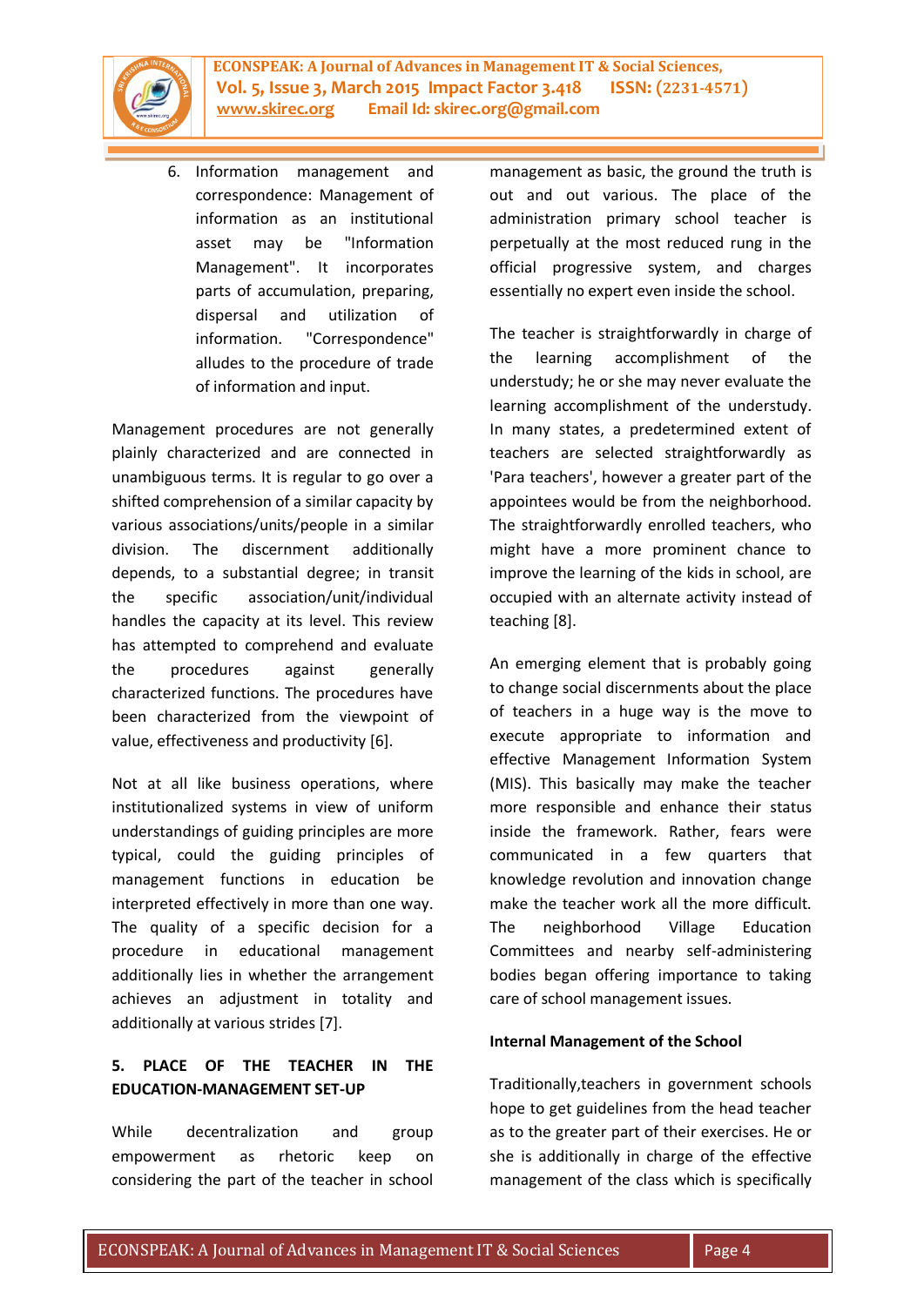6. Information management and correspondence: Management of information as an institutional asset may be "Information Management". It incorporates parts of accumulation, preparing, dispersal and utilization of information. "Correspondence" alludes to the procedure of trade of information and input.

Management procedures are not generally plainly characterized and are connected in unambiguous terms. It is regular to go over a shifted comprehension of a similar capacity by various associations/units/people in a similar division. The discernment additionally depends, to a substantial degree; in transit the specific association/unit/individual handles the capacity at its level. This review has attempted to comprehend and evaluate the procedures against generally characterized functions. The procedures have been characterized from the viewpoint of value, effectiveness and productivity [6].

Not at all like business operations, where institutionalized systems in view of uniform understandings of guiding principles are more typical, could the guiding principles of management functions in education be interpreted effectively in more than one way. The quality of a specific decision for a procedure in educational management additionally lies in whether the arrangement achieves an adjustment in totality and additionally at various strides [7].

## 5. PLACE OF THE TEACHER IN THE EDUCATION-MANAGEMENT SET-UP

While decentralization and group empowerment as rhetoric keep on considering the part of the teacher in school management as basic, the ground the truth is out and out various. The place of the administration primary school teacher is perpetually at the most reduced rung in the official progressive system, and charges essentially no expert even inside the school.

The teacher is straightforwardly in charge of the learning accomplishment of the understudy; he or she may never evaluate the learning accomplishment of the understudy. In many states, a predetermined extent of teachers are selected straightforwardly as 'Para teachers', however a greater part of the appointees would be from the neighborhood. The straightforwardly enrolled teachers, who might have a more prominent chance to improve the learning of the kids in school, are occupied with an alternate activity instead of teaching [8].

An emerging element that is probably going to change social discernments about the place of teachers in a huge way is the move to execute appropriate to information and effective Management Information System (MIS). This basically may make the teacher more responsible and enhance their status inside the framework. Rather, fears were communicated in a few quarters that knowledge revolution and innovation change make the teacher work all the more difficult. The neighborhood Village Education Committees and nearby self-administering bodies began offering importance to taking care of school management issues.

**Internal Management of the School**

Traditionally,teachers in government schools hope to get guidelines from the head teacher as to the greater part of their exercises. He or she is additionally in charge of the effective management of the class which is specifically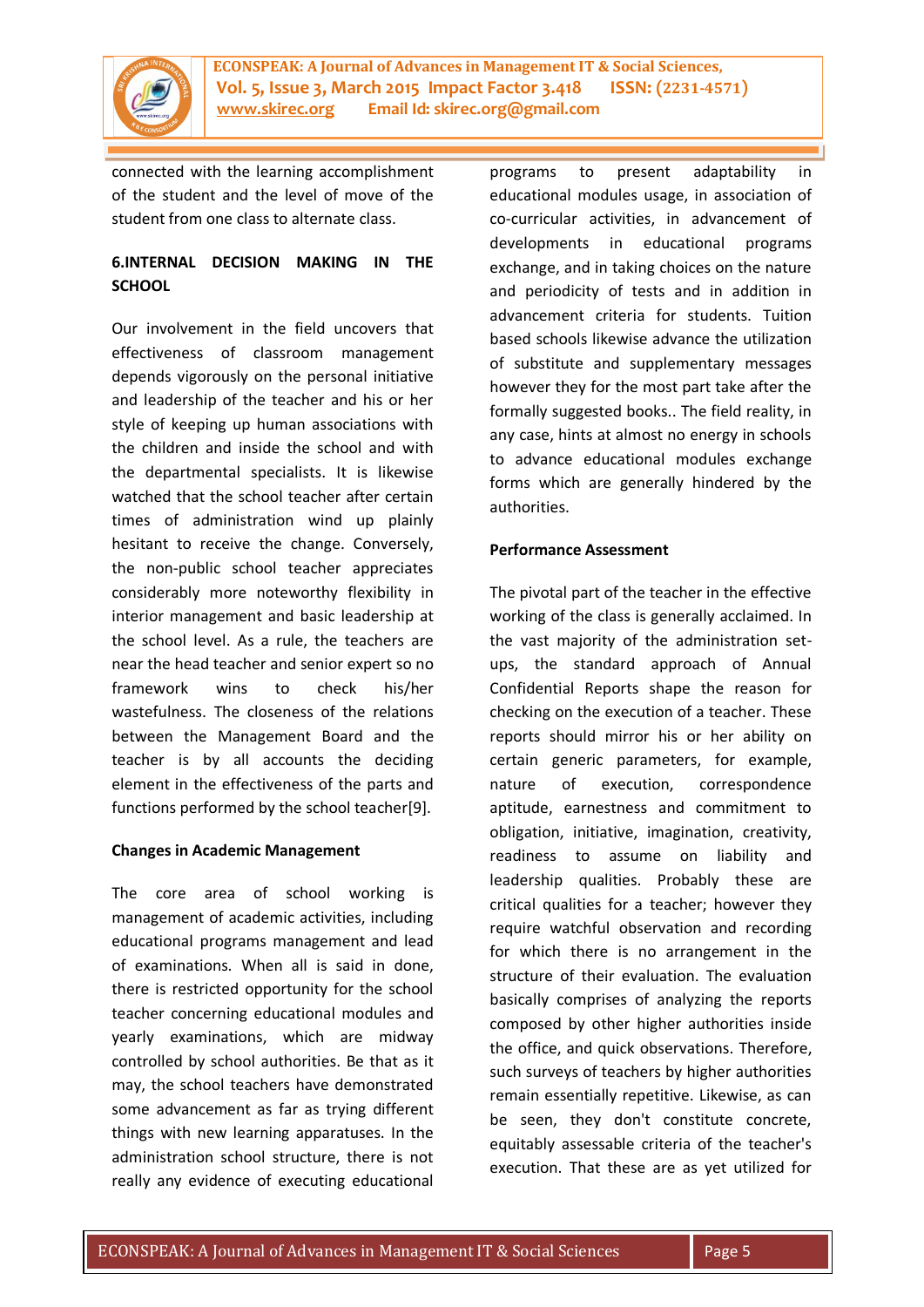connected with the learning accomplishment of the student and the level of move of the student from one class to alternate class.

## 6.INTERNAL DECISION MAKING IN THE SCHOOL

Our involvement in the field uncovers that effectiveness of classroom management depends vigorously on the personal initiative and leadership of the teacher and his or her style of keeping up human associations with the children and inside the school and with the departmental specialists. It is likewise watched that the school teacher after certain times of administration wind up plainly hesitant to receive the change. Conversely, the non-public school teacher appreciates considerably more noteworthy flexibility in interior management and basic leadership at the school level. As a rule, the teachers are near the head teacher and senior expert so no framework wins to check his/her wastefulness. The closeness of the relations between the Management Board and the teacher is by all accounts the deciding element in the effectiveness of the parts and functions performed by the school teacher[9].

### Changes in Academic Management

The core area of school working is management of academic activities, including educational programs management and lead of examinations. When all is said in done, there is restricted opportunity for the school teacher concerning educational modules and yearly examinations, which are midway controlled by school authorities. Be that as it may, the school teachers have demonstrated some advancement as far as trying different things with new learning apparatuses. In the administration school structure, there is not really any evidence of executing educational programs to present adaptability in educational modules usage, in association of co-curricular activities, in advancement of developments in educational programs exchange, and in taking choices on the nature and periodicity of tests and in addition in advancement criteria for students. Tuition based schools likewise advance the utilization of substitute and supplementary messages however they for the most part take after the formally suggested books.. The field reality, in any case, hints at almost no energy in schools to advance educational modules exchange forms which are generally hindered by the authorities.

### Performance Assessment

The pivotal part of the teacher in the effective working of the class is generally acclaimed. In the vast majority of the administration set-ups, the standard approach of Annual Confidential Reports shape the reason for checking on the execution of a teacher. These reports should mirror his or her ability on certain generic parameters, for example, nature of execution, correspondence aptitude, earnestness and commitment to obligation, initiative, imagination, creativity, readiness to assume on liability and leadership qualities. Probably these are critical qualities for a teacher; however they require watchful observation and recording for which there is no arrangement in the structure of their evaluation. The evaluation basically comprises of analyzing the reports composed by other higher authorities inside the office, and quick observations. Therefore, such surveys of teachers by higher authorities remain essentially repetitive. Likewise, as can be seen, they don't constitute concrete, equitably assessable criteria of the teacher's execution. That these are as yet utilized for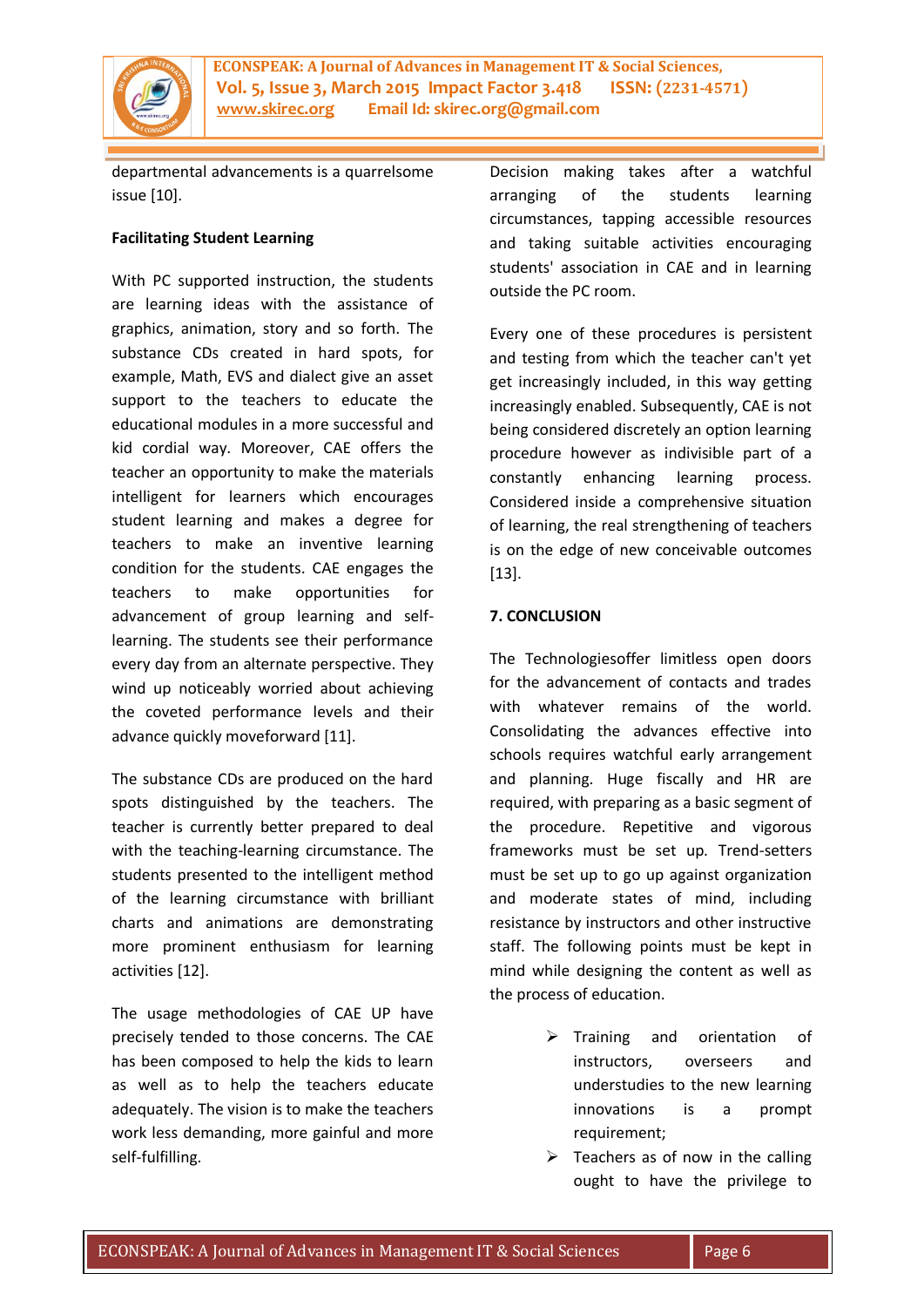departmental advancements is a quarrelsome issue [10].

**Facilitating Student Learning**

With PC supported instruction, the students are learning ideas with the assistance of graphics, animation, story and so forth. The substance CDs created in hard spots, for example, Math, EVS and dialect give an asset support to the teachers to educate the educational modules in a more successful and kid cordial way. Moreover, CAE offers the teacher an opportunity to make the materials intelligent for learners which encourages student learning and makes a degree for teachers to make an inventive learning condition for the students. CAE engages the teachers to make opportunities for advancement of group learning and self-learning. The students see their performance every day from an alternate perspective. They wind up noticeably worried about achieving the coveted performance levels and their advance quickly moveforward [11].

The substance CDs are produced on the hard spots distinguished by the teachers. The teacher is currently better prepared to deal with the teaching-learning circumstance. The students presented to the intelligent method of the learning circumstance with brilliant charts and animations are demonstrating more prominent enthusiasm for learning activities [12].

The usage methodologies of CAE UP have precisely tended to those concerns. The CAE has been composed to help the kids to learn as well as to help the teachers educate adequately. The vision is to make the teachers work less demanding, more gainful and more self-fulfilling.

Decision making takes after a watchful arranging of the students learning circumstances, tapping accessible resources and taking suitable activities encouraging students' association in CAE and in learning outside the PC room.

Every one of these procedures is persistent and testing from which the teacher can't yet get increasingly included, in this way getting increasingly enabled. Subsequently, CAE is not being considered discretely an option learning procedure however as indivisible part of a constantly enhancing learning process. Considered inside a comprehensive situation of learning, the real strengthening of teachers is on the edge of new conceivable outcomes [13].

## 7. CONCLUSION

The Technologiesoffer limitless open doors for the advancement of contacts and trades with whatever remains of the world. Consolidating the advances effective into schools requires watchful early arrangement and planning. Huge fiscally and HR are required, with preparing as a basic segment of the procedure. Repetitive and vigorous frameworks must be set up. Trend-setters must be set up to go up against organization and moderate states of mind, including resistance by instructors and other instructive staff. The following points must be kept in mind while designing the content as well as the process of education.

- Training and orientation of instructors, overseers and understudies to the new learning innovations is a prompt requirement;
- Teachers as of now in the calling ought to have the privilege to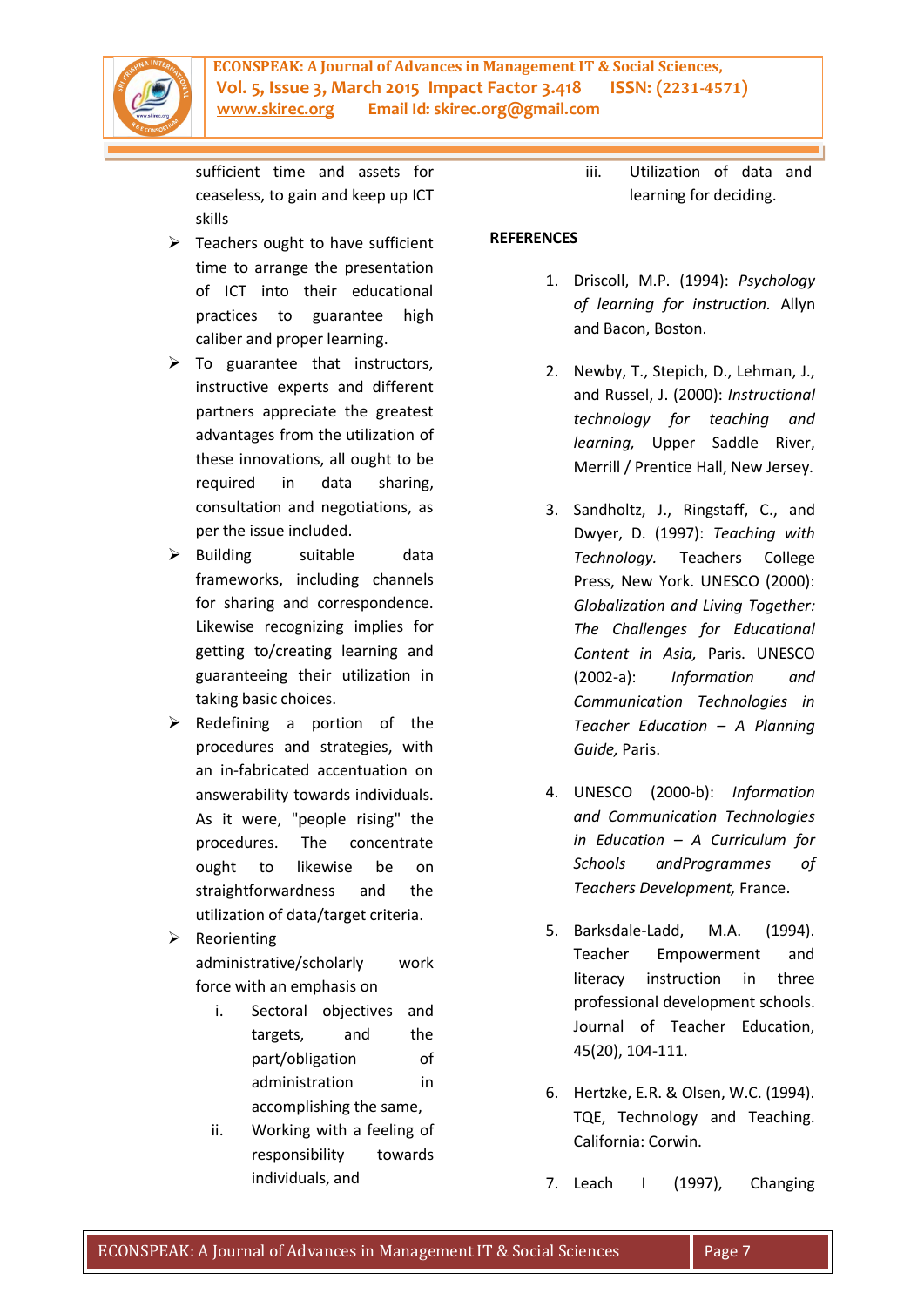sufficient time and assets for ceaseless, to gain and keep up ICT skills

- Teachers ought to have sufficient time to arrange the presentation of ICT into their educational practices to guarantee high caliber and proper learning.
- To guarantee that instructors, instructive experts and different partners appreciate the greatest advantages from the utilization of these innovations, all ought to be required in data sharing, consultation and negotiations, as per the issue included.
- Building suitable data frameworks, including channels for sharing and correspondence. Likewise recognizing implies for getting to/creating learning and guaranteeing their utilization in taking basic choices.
- Redefining a portion of the procedures and strategies, with an in-fabricated accentuation on answerability towards individuals. As it were, "people rising" the procedures. The concentrate ought to likewise be on straightforwardness and the utilization of data/target criteria.
- Reorienting administrative/scholarly work force with an emphasis on
    - i. Sectoral objectives and targets, and the part/obligation of administration in accomplishing the same,
    - ii. Working with a feeling of responsibility towards individuals, and
    - iii. Utilization of data and learning for deciding.

**REFERENCES**

1. Driscoll, M.P. (1994): *Psychology of learning for instruction.* Allyn and Bacon, Boston.
2. Newby, T., Stepich, D., Lehman, J., and Russel, J. (2000): *Instructional technology for teaching and learning,* Upper Saddle River, Merrill / Prentice Hall, New Jersey.
3. Sandholtz, J., Ringstaff, C., and Dwyer, D. (1997): *Teaching with Technology.* Teachers College Press, New York. UNESCO (2000): *Globalization and Living Together: The Challenges for Educational Content in Asia,* Paris. UNESCO (2002-a): *Information and Communication Technologies in Teacher Education – A Planning Guide,* Paris.
4. UNESCO (2000-b): *Information and Communication Technologies in Education – A Curriculum for Schools andProgrammes of Teachers Development,* France.
5. Barksdale-Ladd, M.A. (1994). Teacher Empowerment and literacy instruction in three professional development schools. Journal of Teacher Education, 45(20), 104-111.
6. Hertzke, E.R. & Olsen, W.C. (1994). TQE, Technology and Teaching. California: Corwin.
7. Leach I (1997), Changing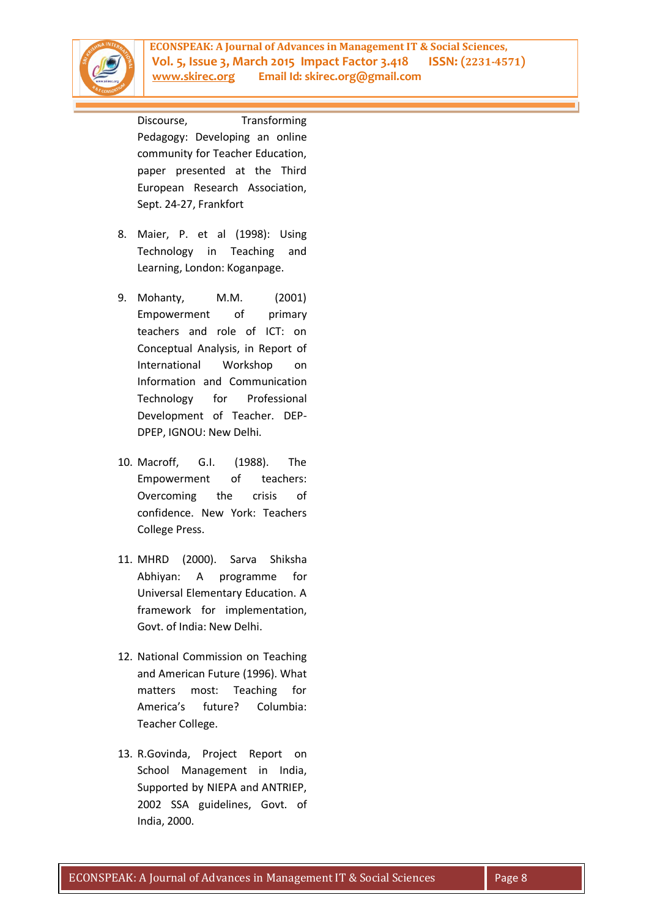Discourse, Transforming Pedagogy: Developing an online community for Teacher Education, paper presented at the Third European Research Association, Sept. 24-27, Frankfort

8. Maier, P. et al (1998): Using Technology in Teaching and Learning, London: Koganpage.

9. Mohanty, M.M. (2001) Empowerment of primary teachers and role of ICT: on Conceptual Analysis, in Report of International Workshop on Information and Communication Technology for Professional Development of Teacher. DEP-DPEP, IGNOU: New Delhi.

10. Macroff, G.I. (1988). The Empowerment of teachers: Overcoming the crisis of confidence. New York: Teachers College Press.

11. MHRD (2000). Sarva Shiksha Abhiyan: A programme for Universal Elementary Education. A framework for implementation, Govt. of India: New Delhi.

12. National Commission on Teaching and American Future (1996). What matters most: Teaching for America's future? Columbia: Teacher College.

13. R.Govinda, Project Report on School Management in India, Supported by NIEPA and ANTRIEP, 2002 SSA guidelines, Govt. of India, 2000.